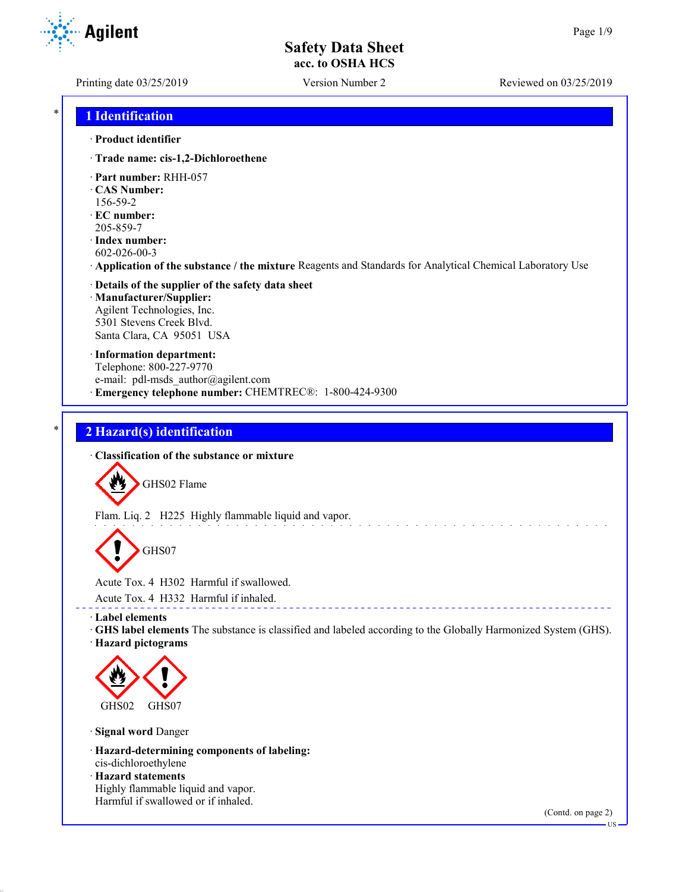# Safety Data Sheet
**acc. to OSHA HCS**

Printing date 03/25/2019 | Version Number 2 | Reviewed on 03/25/2019

## 1 Identification

· **Product identifier**

· **Trade name: cis-1,2-Dichloroethene**

· **Part number:** RHH-057
· **CAS Number:**
156-59-2
· **EC number:**
205-859-7
· **Index number:**
602-026-00-3
· **Application of the substance / the mixture** Reagents and Standards for Analytical Chemical Laboratory Use

· **Details of the supplier of the safety data sheet**
· **Manufacturer/Supplier:**
Agilent Technologies, Inc.
5301 Stevens Creek Blvd.
Santa Clara, CA 95051 USA

· **Information department:**
Telephone: 800-227-9770
e-mail: pdl-msds_author@agilent.com
· **Emergency telephone number:** CHEMTREC®: 1-800-424-9300

## 2 Hazard(s) identification

· **Classification of the substance or mixture**

GHS02 Flame

Flam. Liq. 2 H225 Highly flammable liquid and vapor.

GHS07

Acute Tox. 4 H302 Harmful if swallowed.

Acute Tox. 4 H332 Harmful if inhaled.

· **Label elements**
· **GHS label elements** The substance is classified and labeled according to the Globally Harmonized System (GHS).
· **Hazard pictograms**

GHS02 GHS07

· **Signal word** Danger

· **Hazard-determining components of labeling:**
cis-dichloroethylene
· **Hazard statements**
Highly flammable liquid and vapor.
Harmful if swallowed or if inhaled.

(Contd. on page 2)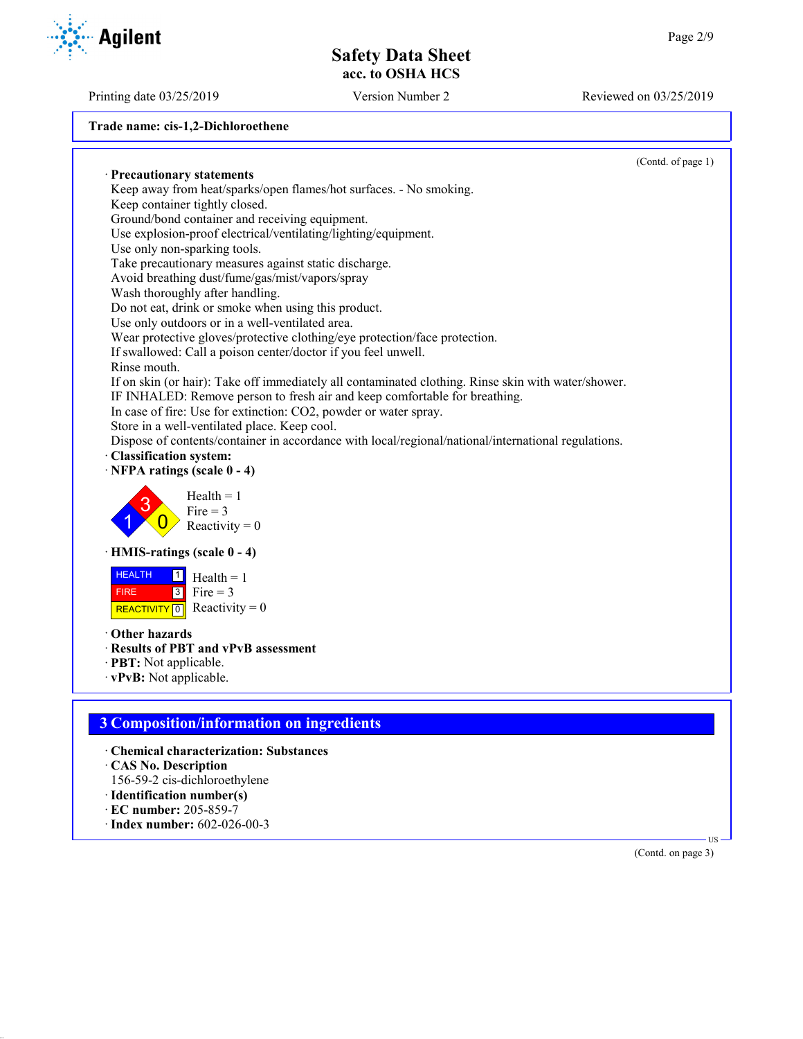Trade name: cis-1,2-Dichloroethene

(Contd. of page 1)

· **Precautionary statements**

Keep away from heat/sparks/open flames/hot surfaces. - No smoking.
Keep container tightly closed.
Ground/bond container and receiving equipment.
Use explosion-proof electrical/ventilating/lighting/equipment.
Use only non-sparking tools.
Take precautionary measures against static discharge.
Avoid breathing dust/fume/gas/mist/vapors/spray
Wash thoroughly after handling.
Do not eat, drink or smoke when using this product.
Use only outdoors or in a well-ventilated area.
Wear protective gloves/protective clothing/eye protection/face protection.
If swallowed: Call a poison center/doctor if you feel unwell.
Rinse mouth.
If on skin (or hair): Take off immediately all contaminated clothing. Rinse skin with water/shower.
IF INHALED: Remove person to fresh air and keep comfortable for breathing.
In case of fire: Use for extinction: $CO_2$, powder or water spray.
Store in a well-ventilated place. Keep cool.
Dispose of contents/container in accordance with local/regional/national/international regulations.

· **Classification system:**

· **NFPA ratings (scale 0 - 4)**

Health = 1
Fire = 3
Reactivity = 0

· **HMIS-ratings (scale 0 - 4)**

| | | |
|---|---|---|
| HEALTH | 1 | Health = 1 |
| FIRE | 3 | Fire = 3 |
| REACTIVITY | 0 | Reactivity = 0 |

· **Other hazards**

· **Results of PBT and vPvB assessment**

· **PBT:** Not applicable.

· **vPvB:** Not applicable.

## 3 Composition/information on ingredients

· **Chemical characterization: Substances**

· **CAS No. Description**

156-59-2 cis-dichloroethylene

· **Identification number(s)**

· **EC number:** 205-859-7

· **Index number:** 602-026-00-3

(Contd. on page 3)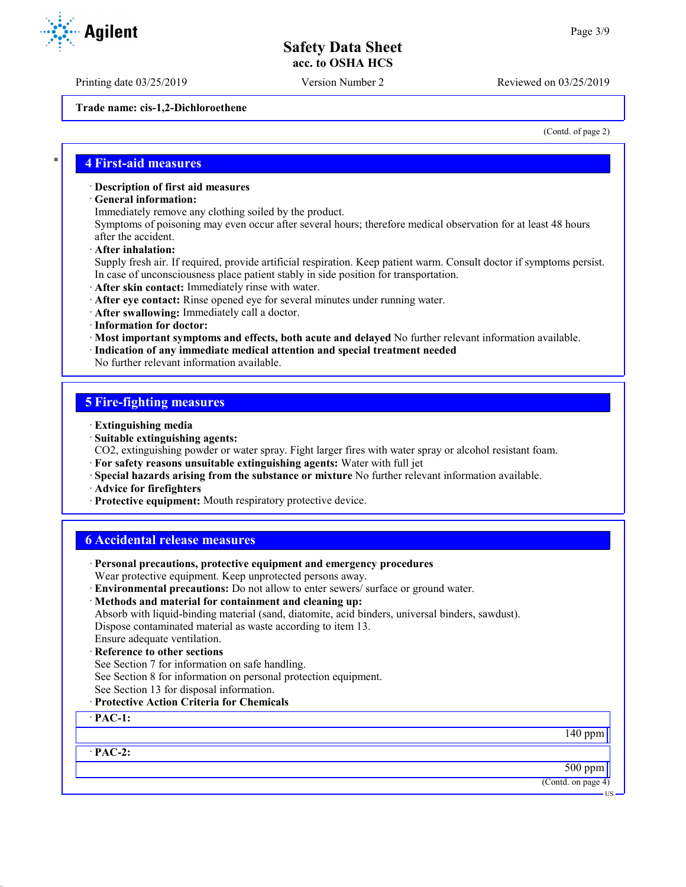Trade name: cis-1,2-Dichloroethene

(Contd. of page 2)

## 4 First-aid measures

· **Description of first aid measures**
· **General information:**
Immediately remove any clothing soiled by the product.
Symptoms of poisoning may even occur after several hours; therefore medical observation for at least 48 hours after the accident.
· **After inhalation:**
Supply fresh air. If required, provide artificial respiration. Keep patient warm. Consult doctor if symptoms persist.
In case of unconsciousness place patient stably in side position for transportation.
· **After skin contact:** Immediately rinse with water.
· **After eye contact:** Rinse opened eye for several minutes under running water.
· **After swallowing:** Immediately call a doctor.
· **Information for doctor:**
· **Most important symptoms and effects, both acute and delayed** No further relevant information available.
· **Indication of any immediate medical attention and special treatment needed**
No further relevant information available.

## 5 Fire-fighting measures

· **Extinguishing media**
· **Suitable extinguishing agents:**
$CO_2$, extinguishing powder or water spray. Fight larger fires with water spray or alcohol resistant foam.
· **For safety reasons unsuitable extinguishing agents:** Water with full jet
· **Special hazards arising from the substance or mixture** No further relevant information available.
· **Advice for firefighters**
· **Protective equipment:** Mouth respiratory protective device.

## 6 Accidental release measures

· **Personal precautions, protective equipment and emergency procedures**
Wear protective equipment. Keep unprotected persons away.
· **Environmental precautions:** Do not allow to enter sewers/ surface or ground water.
· **Methods and material for containment and cleaning up:**
Absorb with liquid-binding material (sand, diatomite, acid binders, universal binders, sawdust).
Dispose contaminated material as waste according to item 13.
Ensure adequate ventilation.
· **Reference to other sections**
See Section 7 for information on safe handling.
See Section 8 for information on personal protection equipment.
See Section 13 for disposal information.
· **Protective Action Criteria for Chemicals**

| · **PAC-1:** |
|---|
| 140 ppm |

| · **PAC-2:** |
|---|
| 500 ppm |

(Contd. on page 4)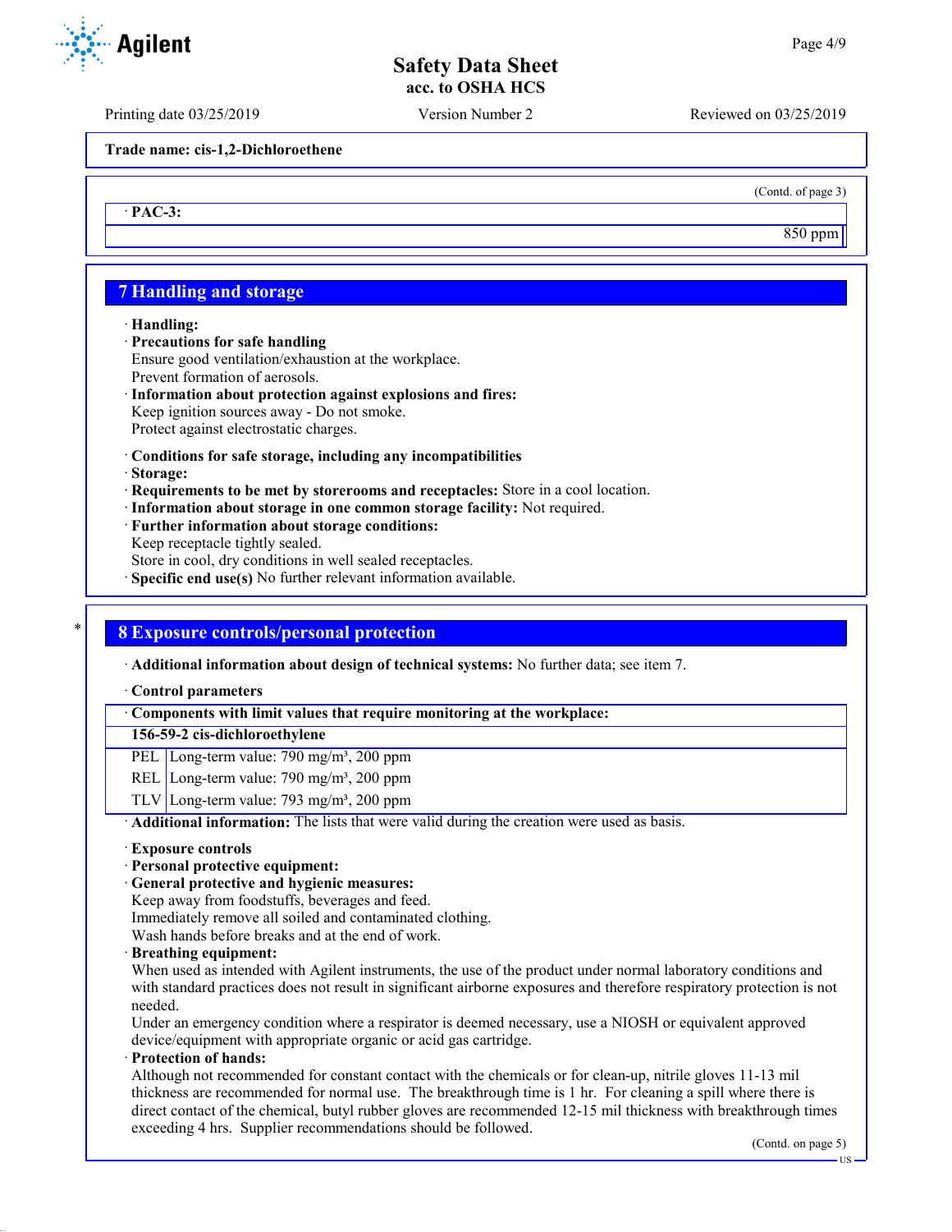Trade name: cis-1,2-Dichloroethene

(Contd. of page 3)

· **PAC-3:**

850 ppm

## 7 Handling and storage

· **Handling:**
· **Precautions for safe handling**
Ensure good ventilation/exhaustion at the workplace.
Prevent formation of aerosols.
· **Information about protection against explosions and fires:**
Keep ignition sources away - Do not smoke.
Protect against electrostatic charges.

· **Conditions for safe storage, including any incompatibilities**
· **Storage:**
· **Requirements to be met by storerooms and receptacles:** Store in a cool location.
· **Information about storage in one common storage facility:** Not required.
· **Further information about storage conditions:**
Keep receptacle tightly sealed.
Store in cool, dry conditions in well sealed receptacles.
· **Specific end use(s)** No further relevant information available.

## 8 Exposure controls/personal protection

· **Additional information about design of technical systems:** No further data; see item 7.

· **Control parameters**

| · Components with limit values that require monitoring at the workplace: | |
|---|---|
| **156-59-2 cis-dichloroethylene** | |
| PEL | Long-term value: 790 mg/m³, 200 ppm |
| REL | Long-term value: 790 mg/m³, 200 ppm |
| TLV | Long-term value: 793 mg/m³, 200 ppm |

· **Additional information:** The lists that were valid during the creation were used as basis.

· **Exposure controls**
· **Personal protective equipment:**
· **General protective and hygienic measures:**
Keep away from foodstuffs, beverages and feed.
Immediately remove all soiled and contaminated clothing.
Wash hands before breaks and at the end of work.
· **Breathing equipment:**
When used as intended with Agilent instruments, the use of the product under normal laboratory conditions and with standard practices does not result in significant airborne exposures and therefore respiratory protection is not needed.
Under an emergency condition where a respirator is deemed necessary, use a NIOSH or equivalent approved device/equipment with appropriate organic or acid gas cartridge.
· **Protection of hands:**
Although not recommended for constant contact with the chemicals or for clean-up, nitrile gloves 11-13 mil thickness are recommended for normal use. The breakthrough time is 1 hr. For cleaning a spill where there is direct contact of the chemical, butyl rubber gloves are recommended 12-15 mil thickness with breakthrough times exceeding 4 hrs. Supplier recommendations should be followed.

(Contd. on page 5)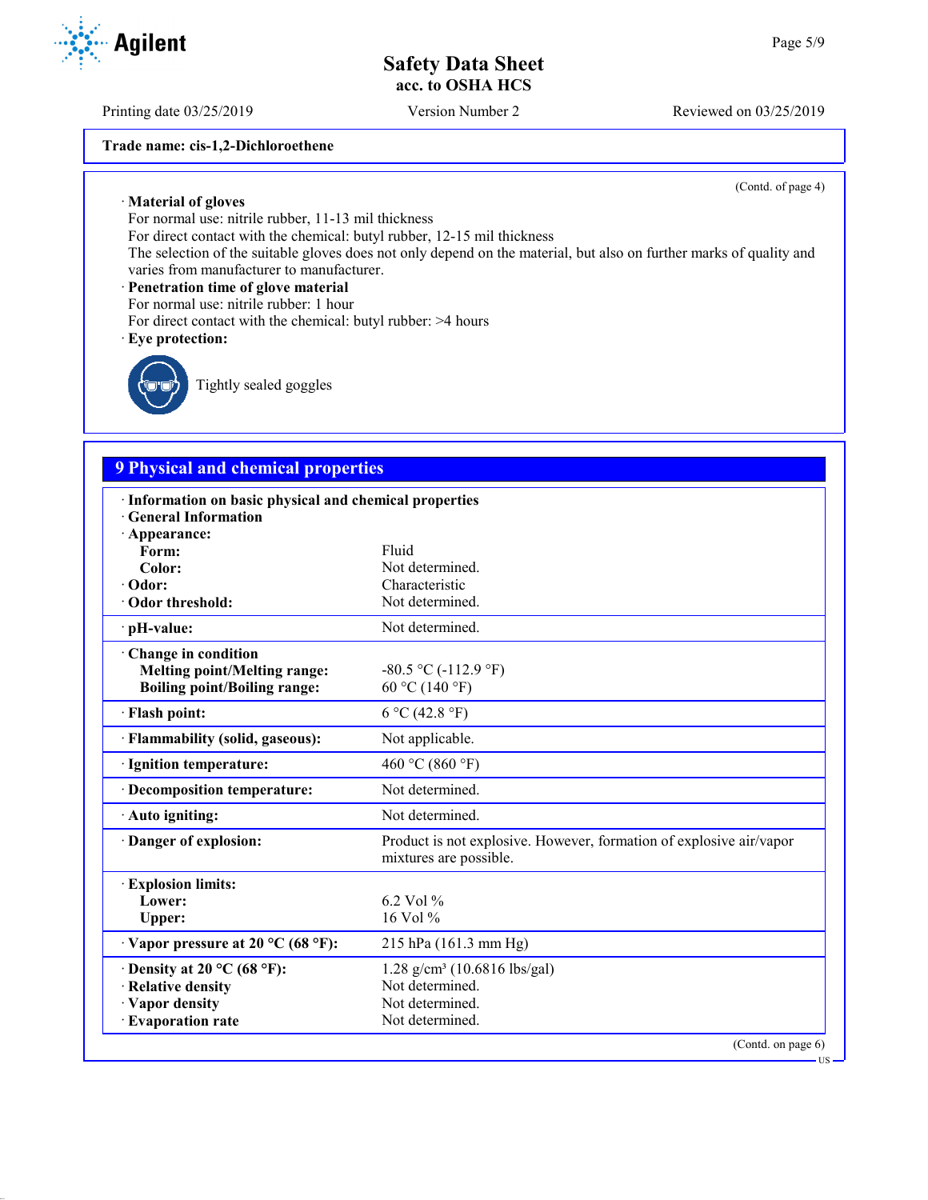Trade name: cis-1,2-Dichloroethene

(Contd. of page 4)

· **Material of gloves**
For normal use: nitrile rubber, 11-13 mil thickness
For direct contact with the chemical: butyl rubber, 12-15 mil thickness
The selection of the suitable gloves does not only depend on the material, but also on further marks of quality and varies from manufacturer to manufacturer.

· **Penetration time of glove material**
For normal use: nitrile rubber: 1 hour
For direct contact with the chemical: butyl rubber: >4 hours

· **Eye protection:**

Tightly sealed goggles

## 9 Physical and chemical properties

· **Information on basic physical and chemical properties**
· **General Information**

| | |
|---|---|
| · **Appearance:** | |
| **Form:** | Fluid |
| **Color:** | Not determined. |
| · **Odor:** | Characteristic |
| · **Odor threshold:** | Not determined. |
| · **pH-value:** | Not determined. |
| · **Change in condition** | |
| **Melting point/Melting range:** | -80.5 °C (-112.9 °F) |
| **Boiling point/Boiling range:** | 60 °C (140 °F) |
| · **Flash point:** | 6 °C (42.8 °F) |
| · **Flammability (solid, gaseous):** | Not applicable. |
| · **Ignition temperature:** | 460 °C (860 °F) |
| · **Decomposition temperature:** | Not determined. |
| · **Auto igniting:** | Not determined. |
| · **Danger of explosion:** | Product is not explosive. However, formation of explosive air/vapor mixtures are possible. |
| · **Explosion limits:** | |
| **Lower:** | 6.2 Vol % |
| **Upper:** | 16 Vol % |
| · **Vapor pressure at 20 °C (68 °F):** | 215 hPa (161.3 mm Hg) |
| · **Density at 20 °C (68 °F):** | 1.28 g/cm³ (10.6816 lbs/gal) |
| · **Relative density** | Not determined. |
| · **Vapor density** | Not determined. |
| · **Evaporation rate** | Not determined. |

(Contd. on page 6)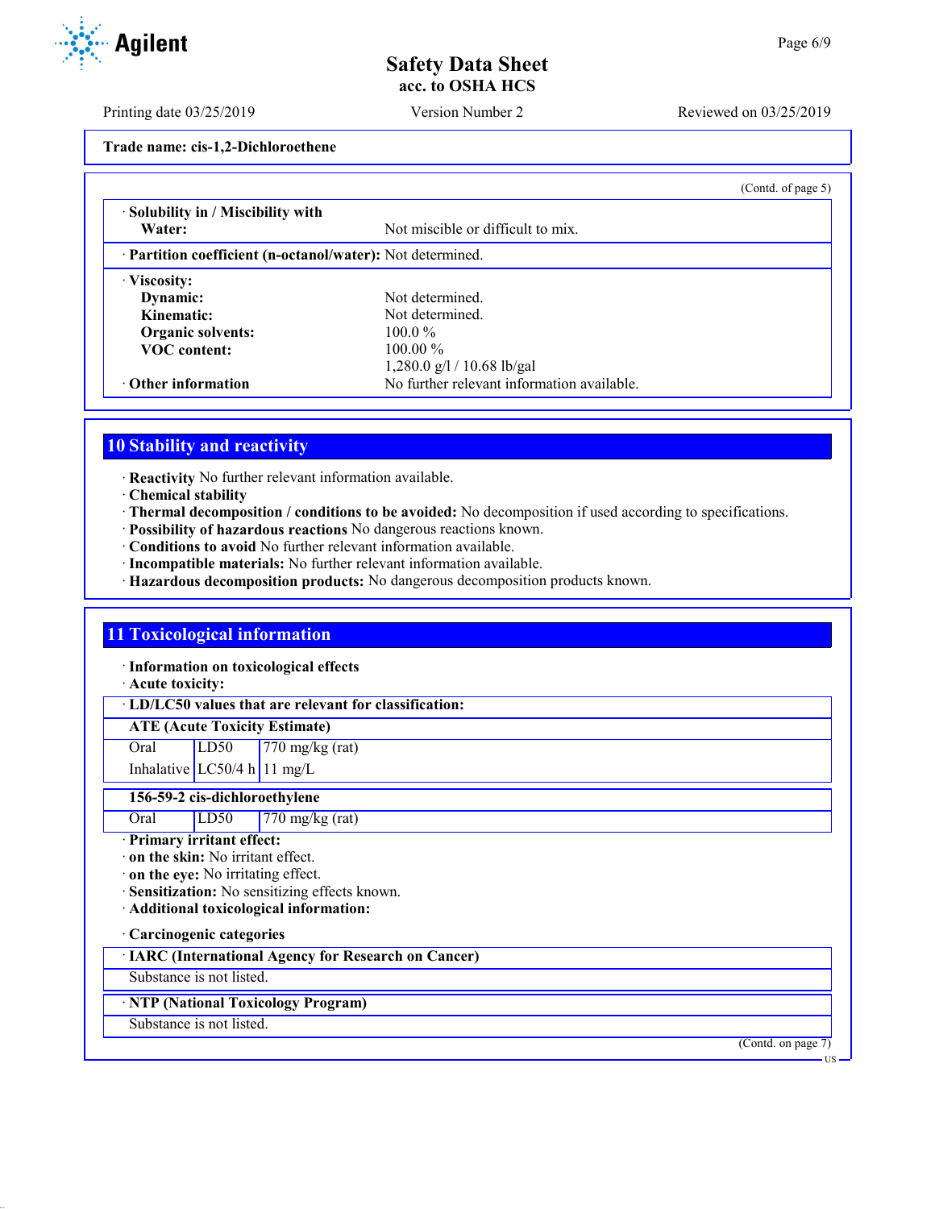**Trade name: cis-1,2-Dichloroethene**

(Contd. of page 5)

| | |
|---|---|
| · **Solubility in / Miscibility with** | |
| **Water:** | Not miscible or difficult to mix. |
| · **Partition coefficient (n-octanol/water):** | Not determined. |
| · **Viscosity:** | |
| **Dynamic:** | Not determined. |
| **Kinematic:** | Not determined. |
| **Organic solvents:** | 100.0 % |
| **VOC content:** | 100.00 % |
| | 1,280.0 g/l / 10.68 lb/gal |
| · **Other information** | No further relevant information available. |

## 10 Stability and reactivity

· **Reactivity** No further relevant information available.
· **Chemical stability**
· **Thermal decomposition / conditions to be avoided:** No decomposition if used according to specifications.
· **Possibility of hazardous reactions** No dangerous reactions known.
· **Conditions to avoid** No further relevant information available.
· **Incompatible materials:** No further relevant information available.
· **Hazardous decomposition products:** No dangerous decomposition products known.

## 11 Toxicological information

· **Information on toxicological effects**
· **Acute toxicity:**

· **LD/LC50 values that are relevant for classification:**

| **ATE (Acute Toxicity Estimate)** | | |
|---|---|---|
| Oral | LD50 | 770 mg/kg (rat) |
| Inhalative | LC50/4 h | 11 mg/L |

| **156-59-2 cis-dichloroethylene** | | |
|---|---|---|
| Oral | LD50 | 770 mg/kg (rat) |

· **Primary irritant effect:**
· **on the skin:** No irritant effect.
· **on the eye:** No irritating effect.
· **Sensitization:** No sensitizing effects known.
· **Additional toxicological information:**

· **Carcinogenic categories**

| · **IARC (International Agency for Research on Cancer)** |
|---|
| Substance is not listed. |

| · **NTP (National Toxicology Program)** |
|---|
| Substance is not listed. |

(Contd. on page 7)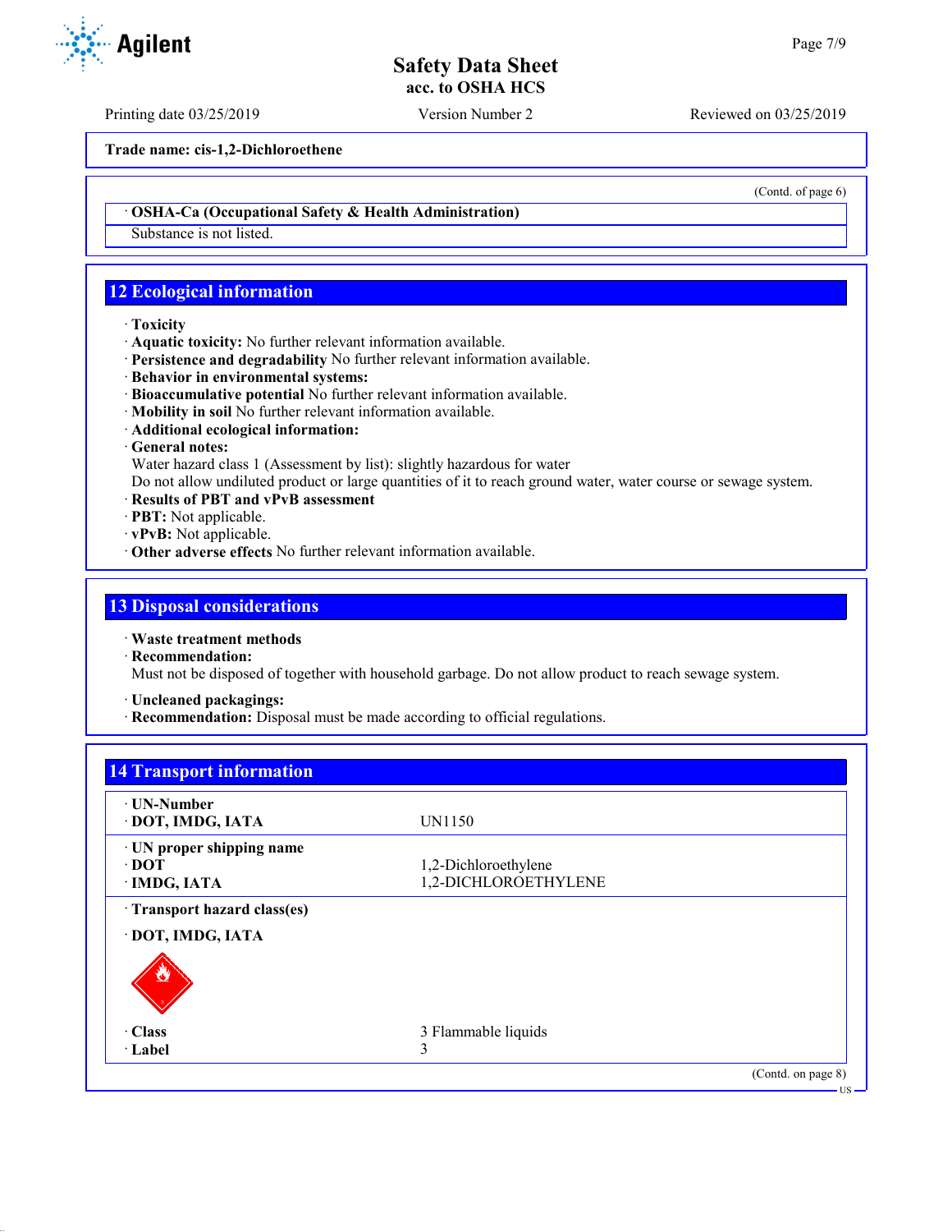Trade name: cis-1,2-Dichloroethene

(Contd. of page 6)

· **OSHA-Ca (Occupational Safety & Health Administration)**

Substance is not listed.

## 12 Ecological information

· **Toxicity**
· **Aquatic toxicity:** No further relevant information available.
· **Persistence and degradability** No further relevant information available.
· **Behavior in environmental systems:**
· **Bioaccumulative potential** No further relevant information available.
· **Mobility in soil** No further relevant information available.
· **Additional ecological information:**
· **General notes:**
Water hazard class 1 (Assessment by list): slightly hazardous for water
Do not allow undiluted product or large quantities of it to reach ground water, water course or sewage system.
· **Results of PBT and vPvB assessment**
· **PBT:** Not applicable.
· **vPvB:** Not applicable.
· **Other adverse effects** No further relevant information available.

## 13 Disposal considerations

· **Waste treatment methods**
· **Recommendation:**
Must not be disposed of together with household garbage. Do not allow product to reach sewage system.

· **Uncleaned packagings:**
· **Recommendation:** Disposal must be made according to official regulations.

## 14 Transport information

| | |
|---|---|
| · **UN-Number** | |
| · **DOT, IMDG, IATA** | UN1150 |
| · **UN proper shipping name** | |
| · **DOT** | 1,2-Dichloroethylene |
| · **IMDG, IATA** | 1,2-DICHLOROETHYLENE |
| · **Transport hazard class(es)** | |
| · **DOT, IMDG, IATA** | |
| · **Class** | 3 Flammable liquids |
| · **Label** | 3 |

(Contd. on page 8)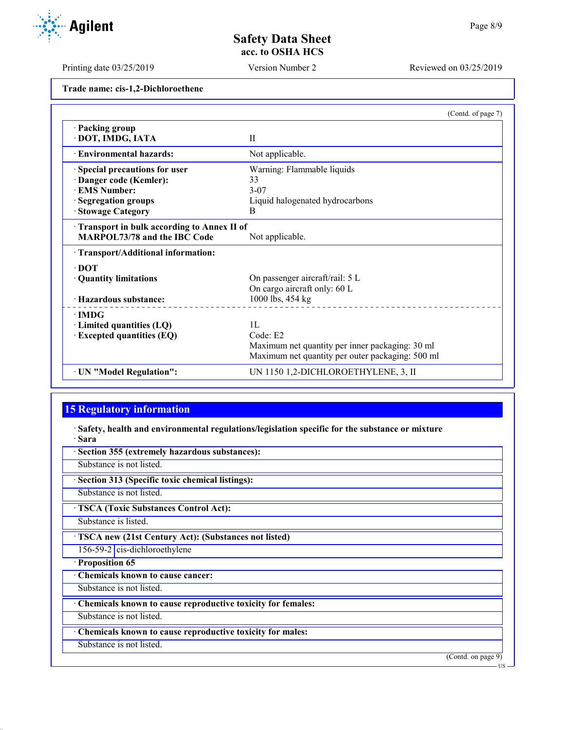Trade name: cis-1,2-Dichloroethene

(Contd. of page 7)

| | |
|---|---|
| · **Packing group** · **DOT, IMDG, IATA** | II |
| · **Environmental hazards:** | Not applicable. |
| · **Special precautions for user** | Warning: Flammable liquids |
| · **Danger code (Kemler):** | 33 |
| · **EMS Number:** | 3-07 |
| · **Segregation groups** | Liquid halogenated hydrocarbons |
| · **Stowage Category** | B |
| · **Transport in bulk according to Annex II of MARPOL73/78 and the IBC Code** | Not applicable. |
| · **Transport/Additional information:** | |
| · **DOT** | |
| · **Quantity limitations** | On passenger aircraft/rail: 5 L<br>On cargo aircraft only: 60 L |
| · **Hazardous substance:** | 1000 lbs, 454 kg |
| · **IMDG** | |
| · **Limited quantities (LQ)** | 1L |
| · **Excepted quantities (EQ)** | Code: E2<br>Maximum net quantity per inner packaging: 30 ml<br>Maximum net quantity per outer packaging: 500 ml |
| · **UN "Model Regulation":** | UN 1150 1,2-DICHLOROETHYLENE, 3, II |

## 15 Regulatory information

· **Safety, health and environmental regulations/legislation specific for the substance or mixture**

· **Sara**

· **Section 355 (extremely hazardous substances):**

Substance is not listed.

· **Section 313 (Specific toxic chemical listings):**

Substance is not listed.

· **TSCA (Toxic Substances Control Act):**

Substance is listed.

· **TSCA new (21st Century Act): (Substances not listed)**

| | |
|---|---|
| 156-59-2 | cis-dichloroethylene |

· **Proposition 65**

· **Chemicals known to cause cancer:**

Substance is not listed.

· **Chemicals known to cause reproductive toxicity for females:**

Substance is not listed.

· **Chemicals known to cause reproductive toxicity for males:**

Substance is not listed.

(Contd. on page 9)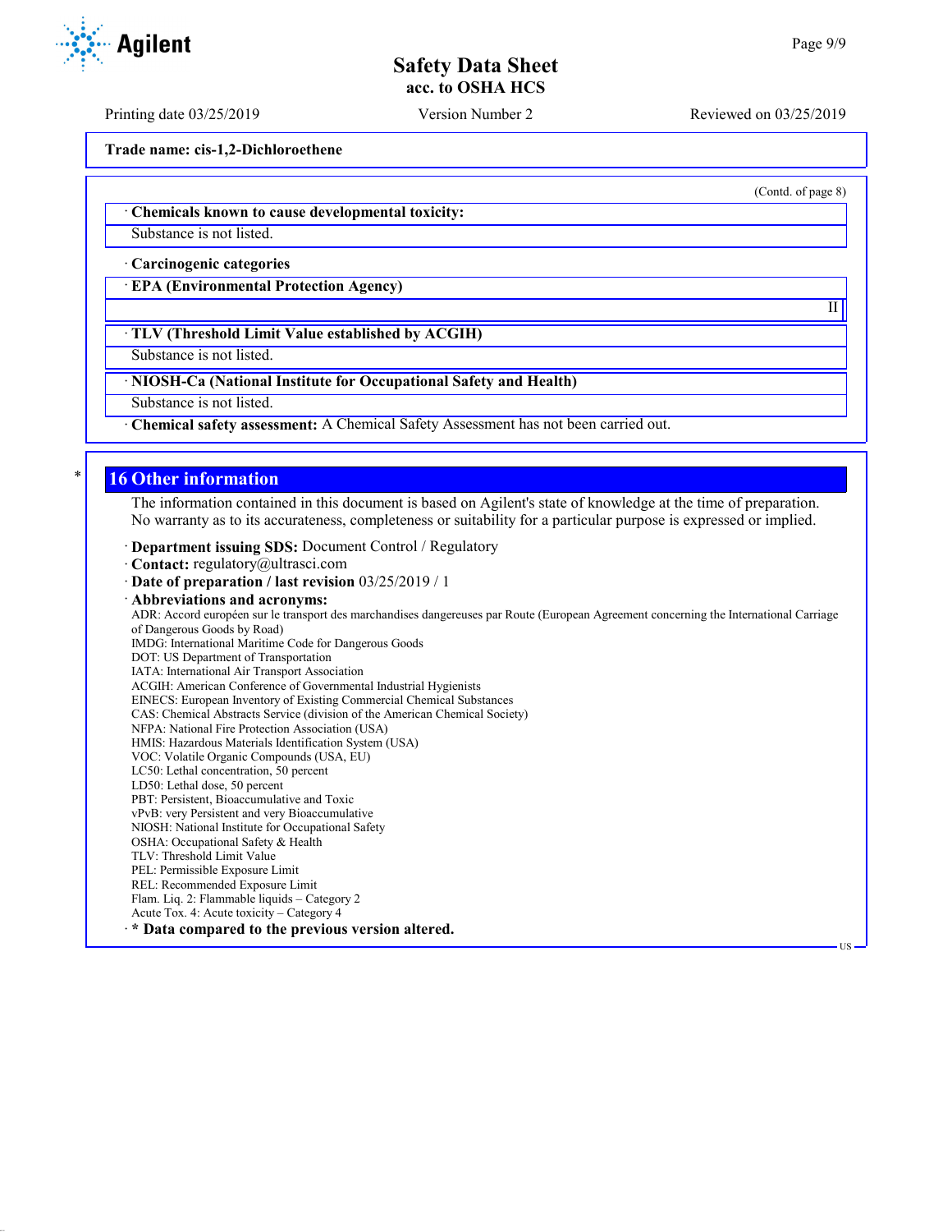Trade name: cis-1,2-Dichloroethene

(Contd. of page 8)

· **Chemicals known to cause developmental toxicity:**

Substance is not listed.

· **Carcinogenic categories**

· **EPA (Environmental Protection Agency)**

II

· **TLV (Threshold Limit Value established by ACGIH)**

Substance is not listed.

· **NIOSH-Ca (National Institute for Occupational Safety and Health)**

Substance is not listed.

· **Chemical safety assessment:** A Chemical Safety Assessment has not been carried out.

## * 16 Other information

The information contained in this document is based on Agilent's state of knowledge at the time of preparation. No warranty as to its accurateness, completeness or suitability for a particular purpose is expressed or implied.

· **Department issuing SDS:** Document Control / Regulatory
· **Contact:** regulatory@ultrasci.com
· **Date of preparation / last revision** 03/25/2019 / 1
· **Abbreviations and acronyms:**

ADR: Accord européen sur le transport des marchandises dangereuses par Route (European Agreement concerning the International Carriage of Dangerous Goods by Road)
IMDG: International Maritime Code for Dangerous Goods
DOT: US Department of Transportation
IATA: International Air Transport Association
ACGIH: American Conference of Governmental Industrial Hygienists
EINECS: European Inventory of Existing Commercial Chemical Substances
CAS: Chemical Abstracts Service (division of the American Chemical Society)
NFPA: National Fire Protection Association (USA)
HMIS: Hazardous Materials Identification System (USA)
VOC: Volatile Organic Compounds (USA, EU)
LC50: Lethal concentration, 50 percent
LD50: Lethal dose, 50 percent
PBT: Persistent, Bioaccumulative and Toxic
vPvB: very Persistent and very Bioaccumulative
NIOSH: National Institute for Occupational Safety
OSHA: Occupational Safety & Health
TLV: Threshold Limit Value
PEL: Permissible Exposure Limit
REL: Recommended Exposure Limit
Flam. Liq. 2: Flammable liquids – Category 2
Acute Tox. 4: Acute toxicity – Category 4

· * **Data compared to the previous version altered.**

US